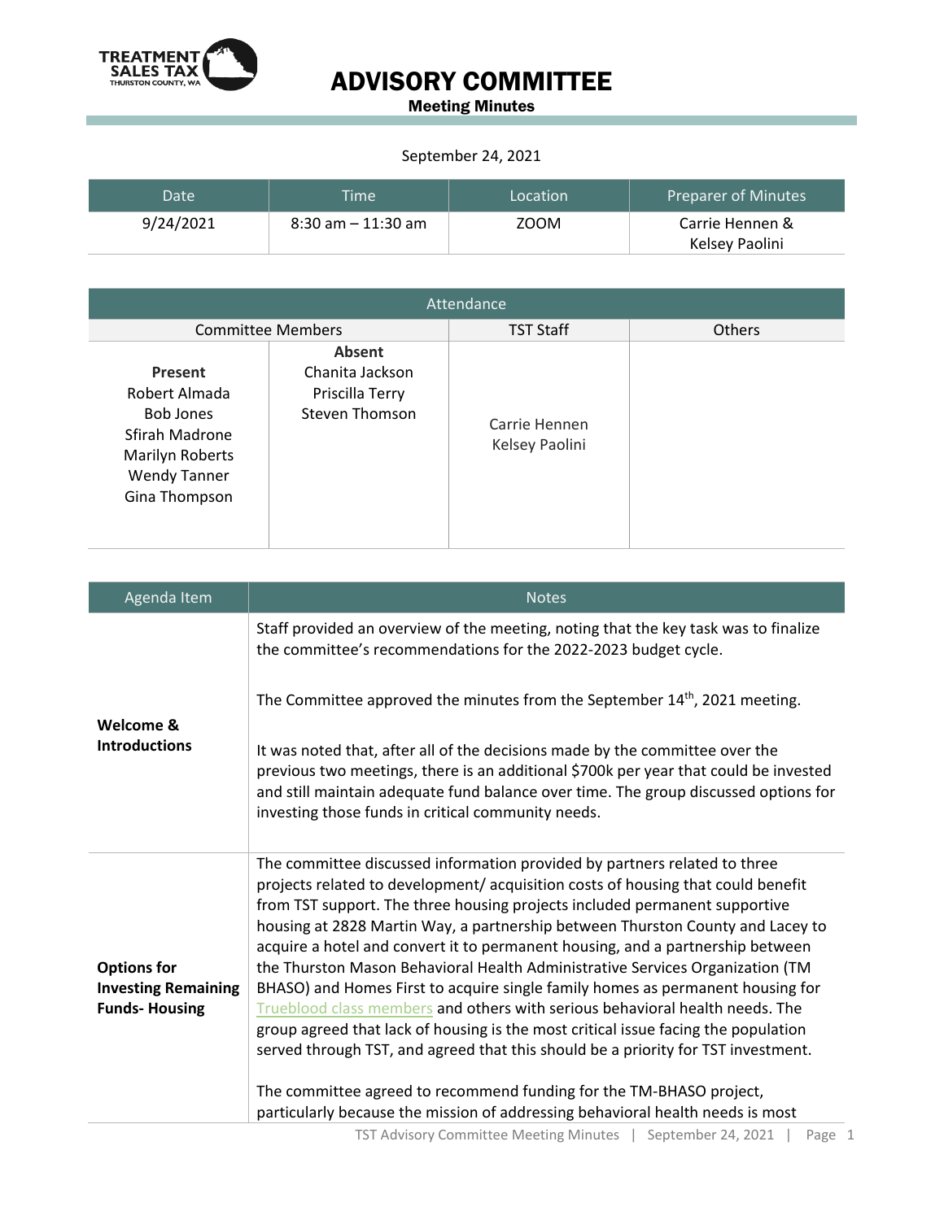# ADVISORY COMMITTEE

**Meeting Minutes**

September 24, 2021

| Date | Time | Location | Preparer of Minutes |
|---|---|---|---|
| 9/24/2021 | 8:30 am – 11:30 am | ZOOM | Carrie Hennen & Kelsey Paolini |

| Attendance | | | |
|---|---|---|---|
| Committee Members | | TST Staff | Others |
| **Present**<br>Robert Almada<br>Bob Jones<br>Sfirah Madrone<br>Marilyn Roberts<br>Wendy Tanner<br>Gina Thompson | **Absent**<br>Chanita Jackson<br>Priscilla Terry<br>Steven Thomson | Carrie Hennen<br>Kelsey Paolini | |

| Agenda Item | Notes |
|---|---|
| **Welcome & Introductions** | Staff provided an overview of the meeting, noting that the key task was to finalize the committee's recommendations for the 2022-2023 budget cycle.<br><br>The Committee approved the minutes from the September 14th, 2021 meeting.<br><br>It was noted that, after all of the decisions made by the committee over the previous two meetings, there is an additional $700k per year that could be invested and still maintain adequate fund balance over time. The group discussed options for investing those funds in critical community needs. |
| **Options for Investing Remaining Funds- Housing** | The committee discussed information provided by partners related to three projects related to development/ acquisition costs of housing that could benefit from TST support. The three housing projects included permanent supportive housing at 2828 Martin Way, a partnership between Thurston County and Lacey to acquire a hotel and convert it to permanent housing, and a partnership between the Thurston Mason Behavioral Health Administrative Services Organization (TM BHASO) and Homes First to acquire single family homes as permanent housing for Trueblood class members and others with serious behavioral health needs. The group agreed that lack of housing is the most critical issue facing the population served through TST, and agreed that this should be a priority for TST investment.<br><br>The committee agreed to recommend funding for the TM-BHASO project, particularly because the mission of addressing behavioral health needs is most |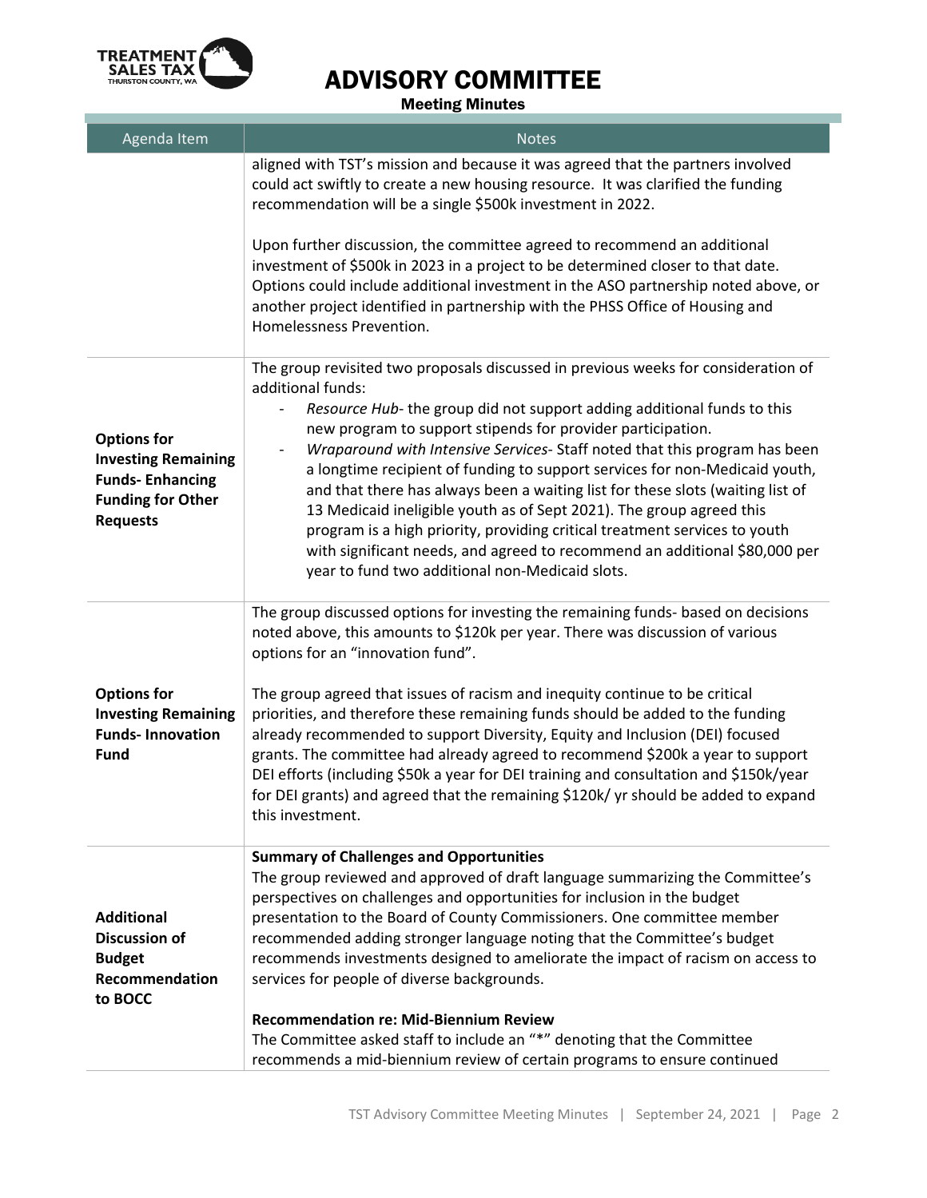| Agenda Item | Notes |
|---|---|
| | aligned with TST's mission and because it was agreed that the partners involved could act swiftly to create a new housing resource. It was clarified the funding recommendation will be a single \$500k investment in 2022.<br><br>Upon further discussion, the committee agreed to recommend an additional investment of \$500k in 2023 in a project to be determined closer to that date. Options could include additional investment in the ASO partnership noted above, or another project identified in partnership with the PHSS Office of Housing and Homelessness Prevention. |
| **Options for Investing Remaining Funds- Enhancing Funding for Other Requests** | The group revisited two proposals discussed in previous weeks for consideration of additional funds:<br>- *Resource Hub*- the group did not support adding additional funds to this new program to support stipends for provider participation.<br>- *Wraparound with Intensive Services*- Staff noted that this program has been a longtime recipient of funding to support services for non-Medicaid youth, and that there has always been a waiting list for these slots (waiting list of 13 Medicaid ineligible youth as of Sept 2021). The group agreed this program is a high priority, providing critical treatment services to youth with significant needs, and agreed to recommend an additional \$80,000 per year to fund two additional non-Medicaid slots. |
| **Options for Investing Remaining Funds- Innovation Fund** | The group discussed options for investing the remaining funds- based on decisions noted above, this amounts to \$120k per year. There was discussion of various options for an "innovation fund".<br><br>The group agreed that issues of racism and inequity continue to be critical priorities, and therefore these remaining funds should be added to the funding already recommended to support Diversity, Equity and Inclusion (DEI) focused grants. The committee had already agreed to recommend \$200k a year to support DEI efforts (including \$50k a year for DEI training and consultation and \$150k/year for DEI grants) and agreed that the remaining \$120k/ yr should be added to expand this investment. |
| **Additional Discussion of Budget Recommendation to BOCC** | **Summary of Challenges and Opportunities**<br>The group reviewed and approved of draft language summarizing the Committee's perspectives on challenges and opportunities for inclusion in the budget presentation to the Board of County Commissioners. One committee member recommended adding stronger language noting that the Committee's budget recommends investments designed to ameliorate the impact of racism on access to services for people of diverse backgrounds.<br><br>**Recommendation re: Mid-Biennium Review**<br>The Committee asked staff to include an "*" denoting that the Committee recommends a mid-biennium review of certain programs to ensure continued |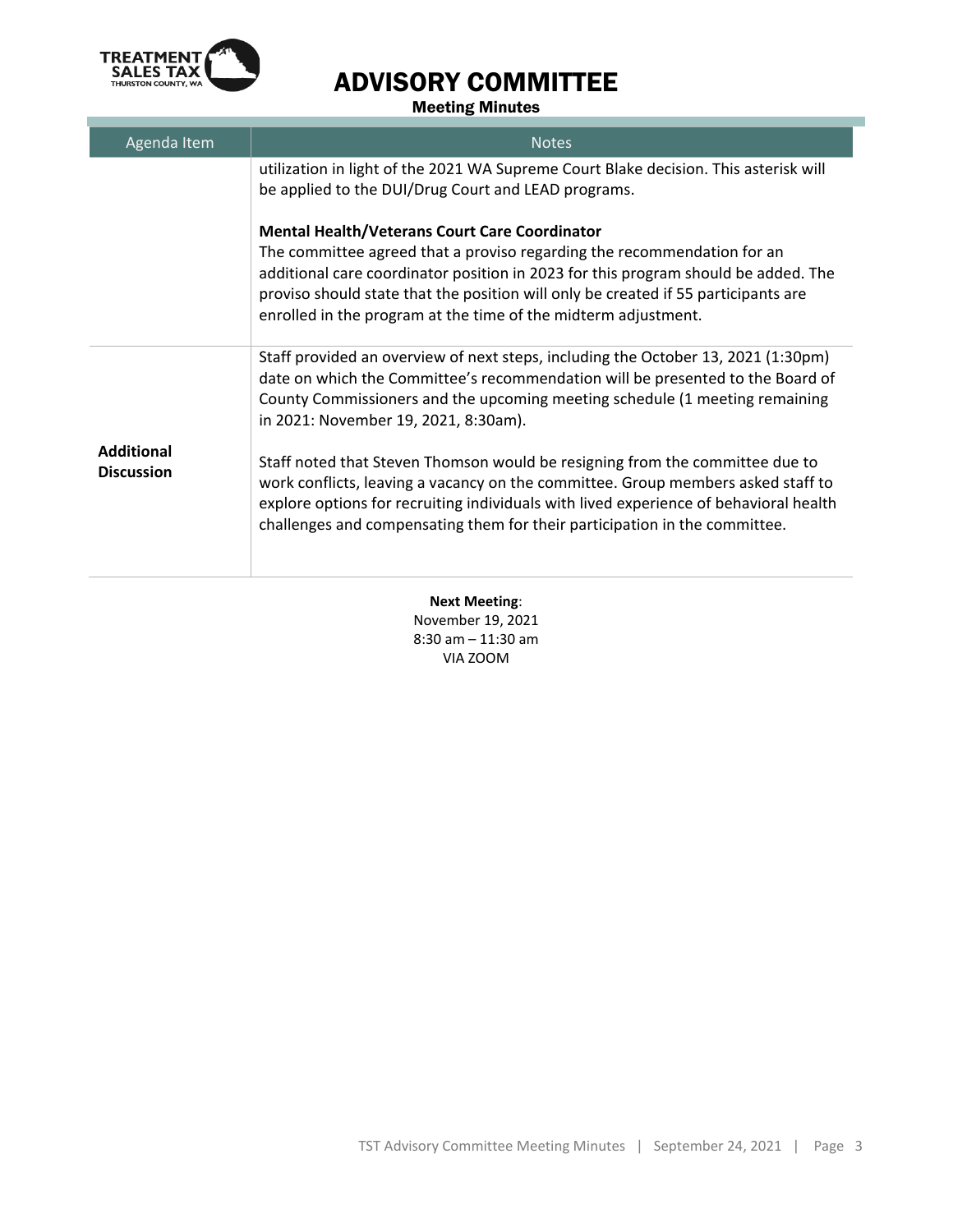# ADVISORY COMMITTEE

**Meeting Minutes**

| Agenda Item | Notes |
|---|---|
| | utilization in light of the 2021 WA Supreme Court Blake decision. This asterisk will be applied to the DUI/Drug Court and LEAD programs.<br><br>**Mental Health/Veterans Court Care Coordinator**<br>The committee agreed that a proviso regarding the recommendation for an additional care coordinator position in 2023 for this program should be added. The proviso should state that the position will only be created if 55 participants are enrolled in the program at the time of the midterm adjustment. |
| **Additional Discussion** | Staff provided an overview of next steps, including the October 13, 2021 (1:30pm) date on which the Committee's recommendation will be presented to the Board of County Commissioners and the upcoming meeting schedule (1 meeting remaining in 2021: November 19, 2021, 8:30am).<br><br>Staff noted that Steven Thomson would be resigning from the committee due to work conflicts, leaving a vacancy on the committee. Group members asked staff to explore options for recruiting individuals with lived experience of behavioral health challenges and compensating them for their participation in the committee. |

**Next Meeting**:
November 19, 2021
8:30 am – 11:30 am
VIA ZOOM